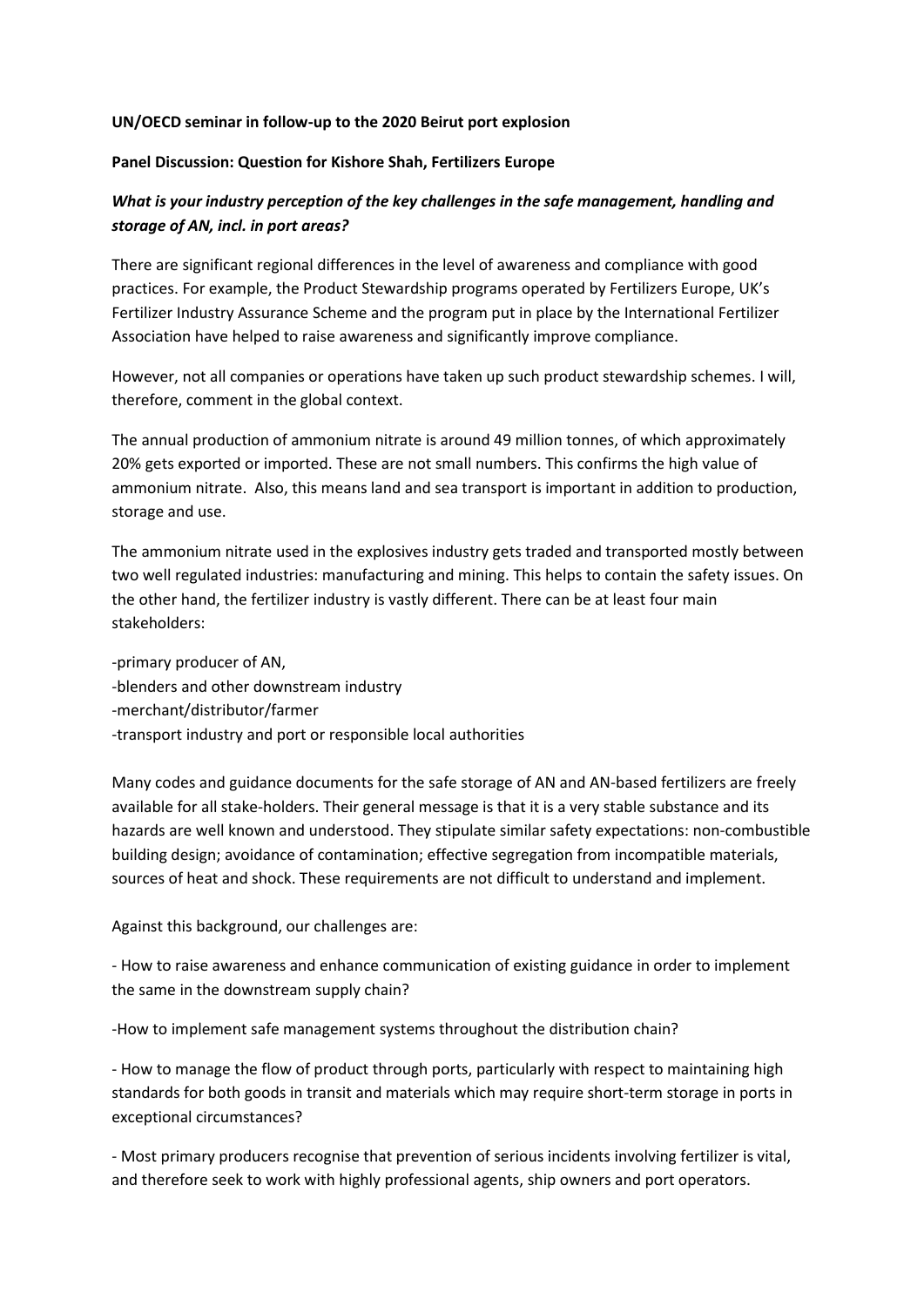**UN/OECD seminar in follow-up to the 2020 Beirut port explosion**

**Panel Discussion: Question for Kishore Shah, Fertilizers Europe**

***What is your industry perception of the key challenges in the safe management, handling and storage of AN, incl. in port areas?***

There are significant regional differences in the level of awareness and compliance with good practices. For example, the Product Stewardship programs operated by Fertilizers Europe, UK's Fertilizer Industry Assurance Scheme and the program put in place by the International Fertilizer Association have helped to raise awareness and significantly improve compliance.

However, not all companies or operations have taken up such product stewardship schemes. I will, therefore, comment in the global context.

The annual production of ammonium nitrate is around 49 million tonnes, of which approximately 20% gets exported or imported. These are not small numbers. This confirms the high value of ammonium nitrate. Also, this means land and sea transport is important in addition to production, storage and use.

The ammonium nitrate used in the explosives industry gets traded and transported mostly between two well regulated industries: manufacturing and mining. This helps to contain the safety issues. On the other hand, the fertilizer industry is vastly different. There can be at least four main stakeholders:

-primary producer of AN,
-blenders and other downstream industry
-merchant/distributor/farmer
-transport industry and port or responsible local authorities

Many codes and guidance documents for the safe storage of AN and AN-based fertilizers are freely available for all stake-holders. Their general message is that it is a very stable substance and its hazards are well known and understood. They stipulate similar safety expectations: non-combustible building design; avoidance of contamination; effective segregation from incompatible materials, sources of heat and shock. These requirements are not difficult to understand and implement.

Against this background, our challenges are:

- How to raise awareness and enhance communication of existing guidance in order to implement the same in the downstream supply chain?

-How to implement safe management systems throughout the distribution chain?

- How to manage the flow of product through ports, particularly with respect to maintaining high standards for both goods in transit and materials which may require short-term storage in ports in exceptional circumstances?

- Most primary producers recognise that prevention of serious incidents involving fertilizer is vital, and therefore seek to work with highly professional agents, ship owners and port operators.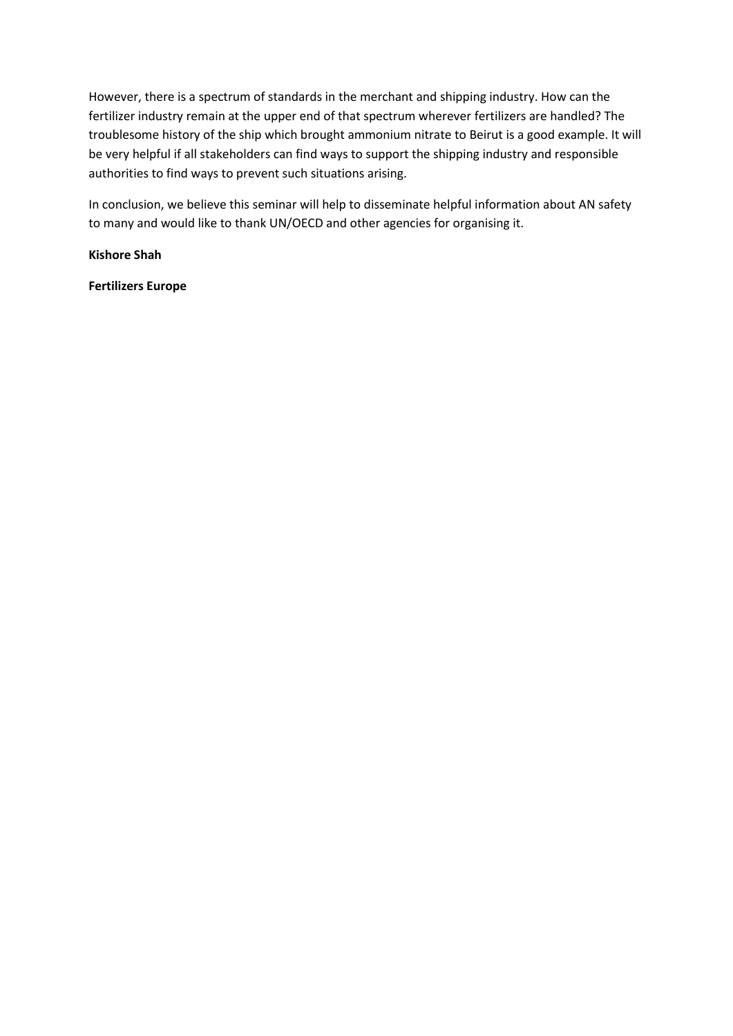However, there is a spectrum of standards in the merchant and shipping industry. How can the fertilizer industry remain at the upper end of that spectrum wherever fertilizers are handled? The troublesome history of the ship which brought ammonium nitrate to Beirut is a good example. It will be very helpful if all stakeholders can find ways to support the shipping industry and responsible authorities to find ways to prevent such situations arising.

In conclusion, we believe this seminar will help to disseminate helpful information about AN safety to many and would like to thank UN/OECD and other agencies for organising it.

**Kishore Shah**

**Fertilizers Europe**